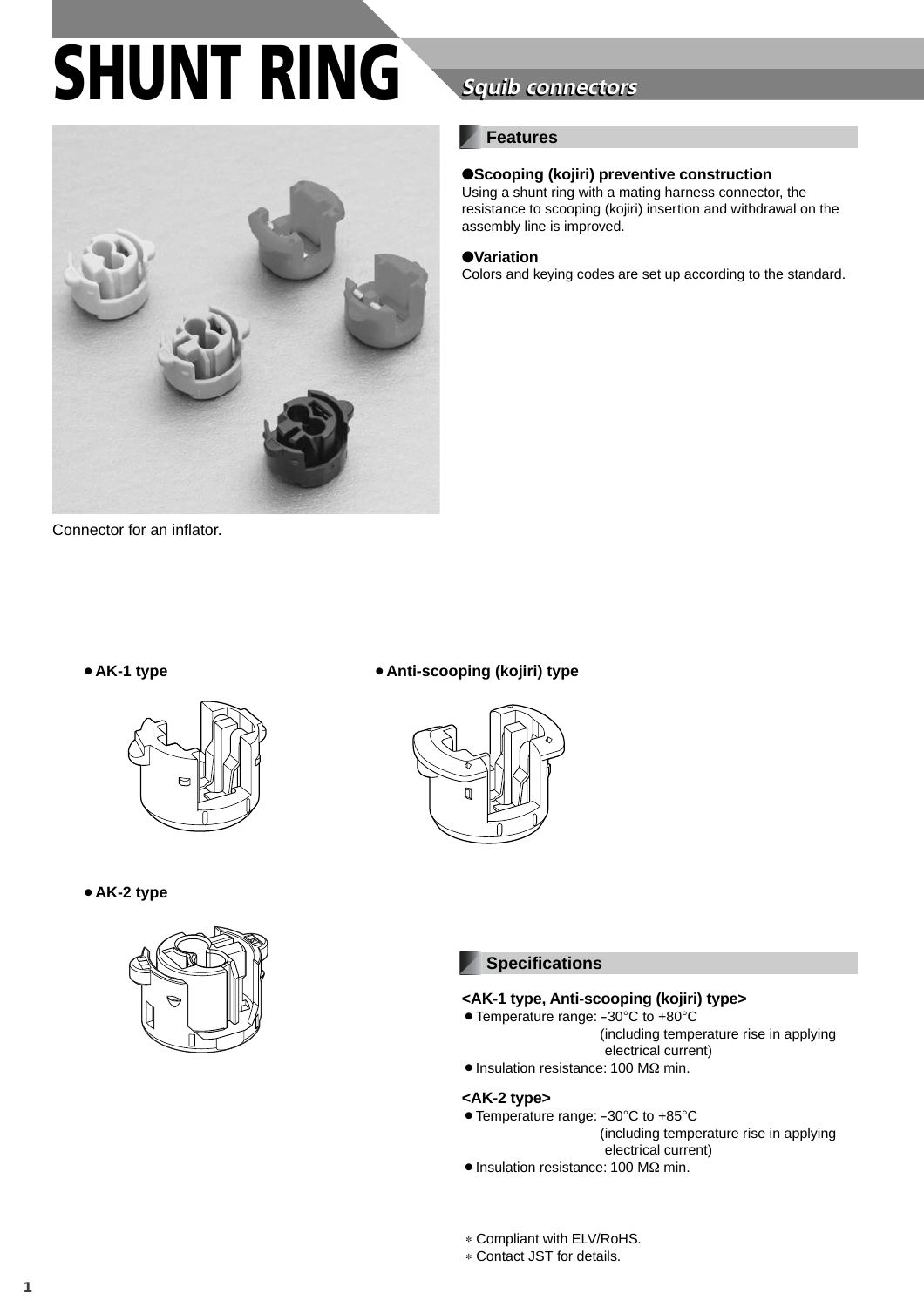# SHUNT RING

## Squib connectors

Connector for an inflator.

### Features

**●Scooping (kojiri) preventive construction**
Using a shunt ring with a mating harness connector, the resistance to scooping (kojiri) insertion and withdrawal on the assembly line is improved.

**●Variation**
Colors and keying codes are set up according to the standard.

● **AK-1 type**

● **Anti-scooping (kojiri) type**

● **AK-2 type**

### Specifications

**<AK-1 type, Anti-scooping (kojiri) type>**

- Temperature range: –30°C to +80°C (including temperature rise in applying electrical current)
- Insulation resistance: 100 MΩ min.

**<AK-2 type>**

- Temperature range: –30°C to +85°C (including temperature rise in applying electrical current)
- Insulation resistance: 100 MΩ min.

* Compliant with ELV/RoHS.
* Contact JST for details.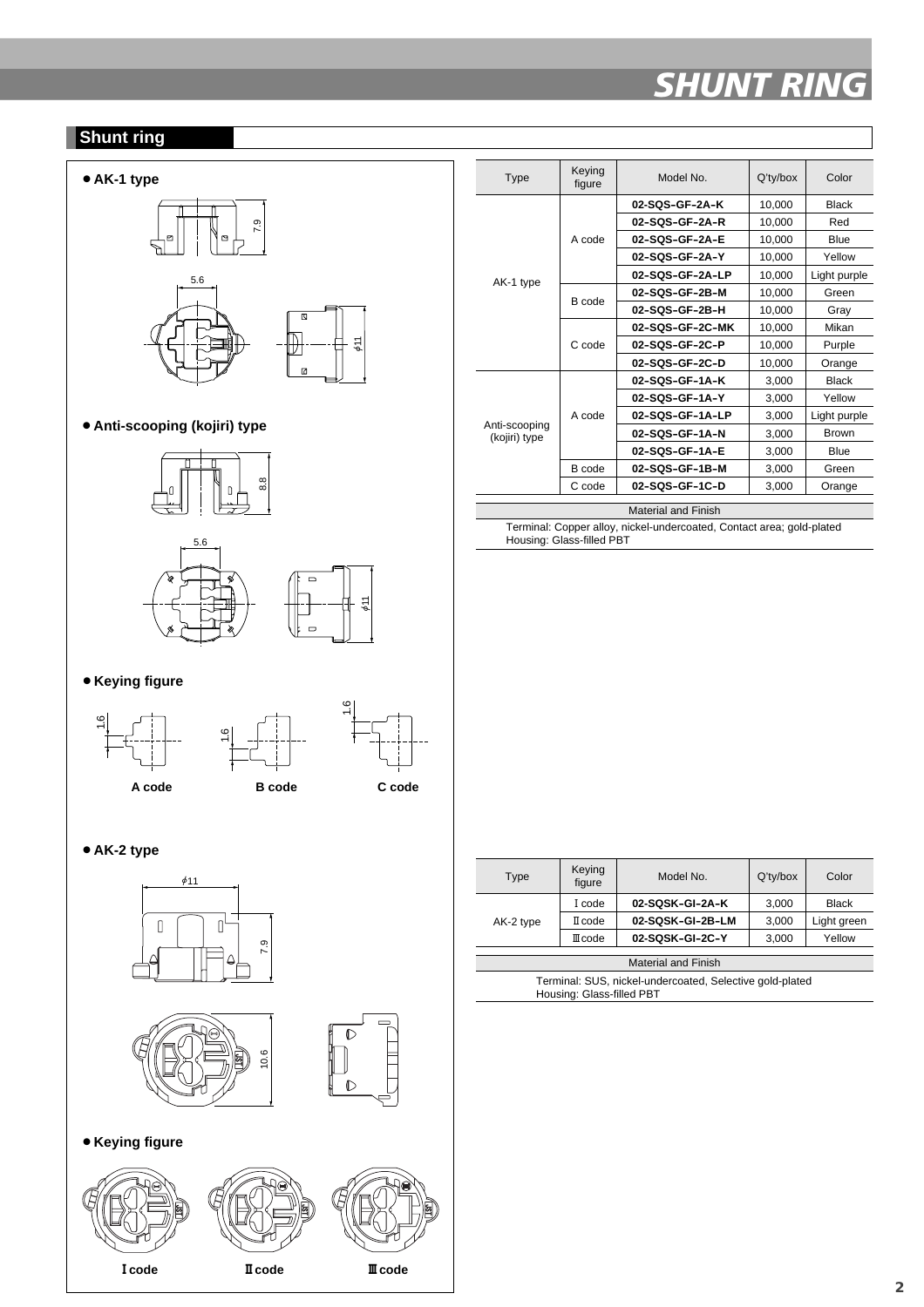# SHUNT RING

## Shunt ring

### ● AK-1 type

7.9

5.6

$\phi$11

### ● Anti-scooping (kojiri) type

8.8

5.6

$\phi$11

### ● Keying figure

1.6

1.6

1.6

A code

B code

C code

### ● AK-2 type

$\phi$11

7.9

10.6

### ● Keying figure

Ⅰcode

Ⅱcode

Ⅲcode

| Type | Keying figure | Model No. | Q'ty/box | Color |
|---|---|---|---|---|
| AK-1 type | A code | **02-SQS-GF-2A-K** | 10,000 | Black |
| | | **02-SQS-GF-2A-R** | 10,000 | Red |
| | | **02-SQS-GF-2A-E** | 10,000 | Blue |
| | | **02-SQS-GF-2A-Y** | 10,000 | Yellow |
| | | **02-SQS-GF-2A-LP** | 10,000 | Light purple |
| | B code | **02-SQS-GF-2B-M** | 10,000 | Green |
| | | **02-SQS-GF-2B-H** | 10,000 | Gray |
| | C code | **02-SQS-GF-2C-MK** | 10,000 | Mikan |
| | | **02-SQS-GF-2C-P** | 10,000 | Purple |
| | | **02-SQS-GF-2C-D** | 10,000 | Orange |
| Anti-scooping (kojiri) type | A code | **02-SQS-GF-1A-K** | 3,000 | Black |
| | | **02-SQS-GF-1A-Y** | 3,000 | Yellow |
| | | **02-SQS-GF-1A-LP** | 3,000 | Light purple |
| | | **02-SQS-GF-1A-N** | 3,000 | Brown |
| | | **02-SQS-GF-1A-E** | 3,000 | Blue |
| | B code | **02-SQS-GF-1B-M** | 3,000 | Green |
| | C code | **02-SQS-GF-1C-D** | 3,000 | Orange |

Material and Finish

Terminal: Copper alloy, nickel-undercoated, Contact area; gold-plated
Housing: Glass-filled PBT

| Type | Keying figure | Model No. | Q'ty/box | Color |
|---|---|---|---|---|
| AK-2 type | Ⅰcode | **02-SQSK-GI-2A-K** | 3,000 | Black |
| | Ⅱcode | **02-SQSK-GI-2B-LM** | 3,000 | Light green |
| | Ⅲcode | **02-SQSK-GI-2C-Y** | 3,000 | Yellow |

Material and Finish

Terminal: SUS, nickel-undercoated, Selective gold-plated
Housing: Glass-filled PBT